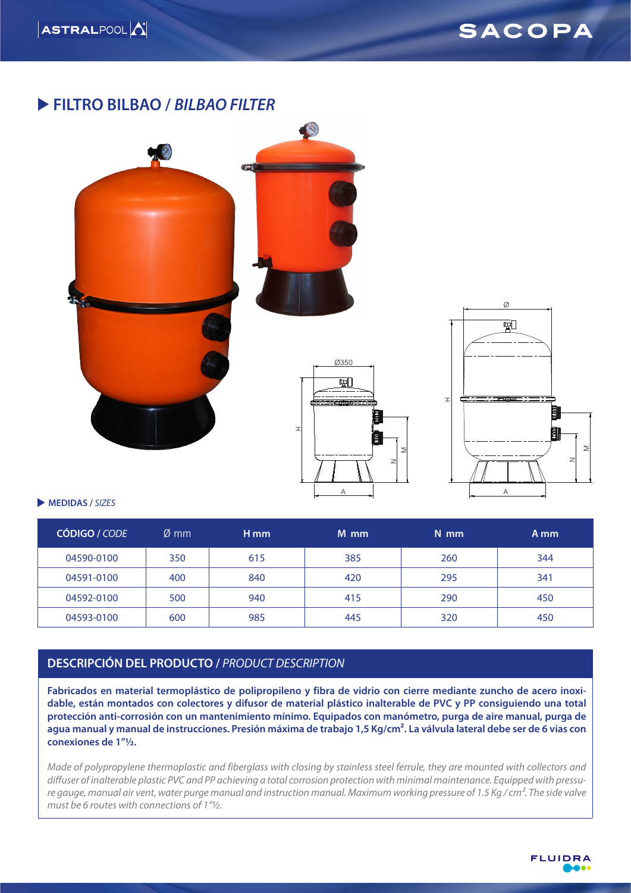# FILTRO BILBAO / *BILBAO FILTER*

### MEDIDAS / *SIZES*

| CÓDIGO / *CODE* | Ø mm | H mm | M mm | N mm | A mm |
|---|---|---|---|---|---|
| 04590-0100 | 350 | 615 | 385 | 260 | 344 |
| 04591-0100 | 400 | 840 | 420 | 295 | 341 |
| 04592-0100 | 500 | 940 | 415 | 290 | 450 |
| 04593-0100 | 600 | 985 | 445 | 320 | 450 |

## DESCRIPCIÓN DEL PRODUCTO / *PRODUCT DESCRIPTION*

**Fabricados en material termoplástico de polipropileno y fibra de vidrio con cierre mediante zuncho de acero inoxidable, están montados con colectores y difusor de material plástico inalterable de PVC y PP consiguiendo una total protección anti-corrosión con un mantenimiento mínimo. Equipados con manómetro, purga de aire manual, purga de agua manual y manual de instrucciones. Presión máxima de trabajo 1,5 Kg/cm². La válvula lateral debe ser de 6 vias con conexiones de 1"½.**

*Made of polypropylene thermoplastic and fiberglass with closing by stainless steel ferrule, they are mounted with collectors and diffuser of inalterable plastic PVC and PP achieving a total corrosion protection with minimal maintenance. Equipped with pressure gauge, manual air vent, water purge manual and instruction manual. Maximum working pressure of 1.5 Kg / cm². The side valve must be 6 routes with connections of 1"½.*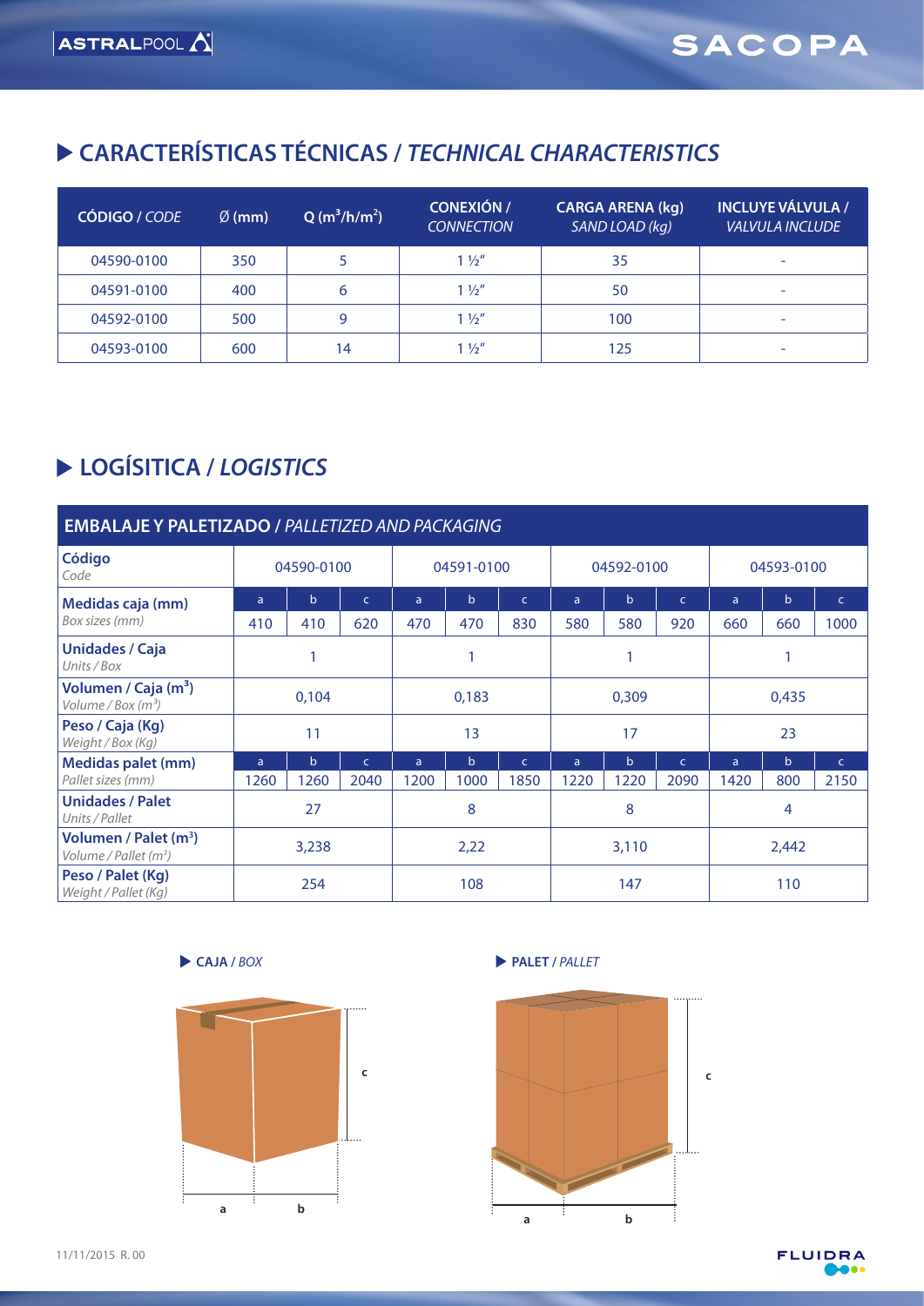## ▶ CARACTERÍSTICAS TÉCNICAS / *TECHNICAL CHARACTERISTICS*

| **CÓDIGO** / *CODE* | **Ø (mm)** | **Q ($m^3/h/m^2$)** | **CONEXIÓN** / *CONNECTION* | **CARGA ARENA (kg)** *SAND LOAD (kg)* | **INCLUYE VÁLVULA** / *VALVULA INCLUDE* |
|---|---|---|---|---|---|
| 04590-0100 | 350 | 5 | 1 ½" | 35 | - |
| 04591-0100 | 400 | 6 | 1 ½" | 50 | - |
| 04592-0100 | 500 | 9 | 1 ½" | 100 | - |
| 04593-0100 | 600 | 14 | 1 ½" | 125 | - |

## ▶ LOGÍSITICA / *LOGISTICS*

**EMBALAJE Y PALETIZADO** / *PALLETIZED AND PACKAGING*

| **Código** *Code* | 04590-0100 | | | 04591-0100 | | | 04592-0100 | | | 04593-0100 | | |
|---|---|---|---|---|---|---|---|---|---|---|---|---|
| **Medidas caja (mm)** *Box sizes (mm)* | a | b | c | a | b | c | a | b | c | a | b | c |
| | 410 | 410 | 620 | 470 | 470 | 830 | 580 | 580 | 920 | 660 | 660 | 1000 |
| **Unidades / Caja** *Units / Box* | 1 | | | 1 | | | 1 | | | 1 | | |
| **Volumen / Caja ($m^3$)** *Volume / Box ($m^3$)* | 0,104 | | | 0,183 | | | 0,309 | | | 0,435 | | |
| **Peso / Caja (Kg)** *Weight / Box (Kg)* | 11 | | | 13 | | | 17 | | | 23 | | |
| **Medidas palet (mm)** *Pallet sizes (mm)* | a | b | c | a | b | c | a | b | c | a | b | c |
| | 1260 | 1260 | 2040 | 1200 | 1000 | 1850 | 1220 | 1220 | 2090 | 1420 | 800 | 2150 |
| **Unidades / Palet** *Units / Pallet* | 27 | | | 8 | | | 8 | | | 4 | | |
| **Volumen / Palet ($m^3$)** *Volume / Pallet ($m^3$)* | 3,238 | | | 2,22 | | | 3,110 | | | 2,442 | | |
| **Peso / Palet (Kg)** *Weight / Pallet (Kg)* | 254 | | | 108 | | | 147 | | | 110 | | |

▶ **CAJA** / *BOX*

a
b
c

▶ **PALET** / *PALLET*

a
b
c

11/11/2015 R. 00